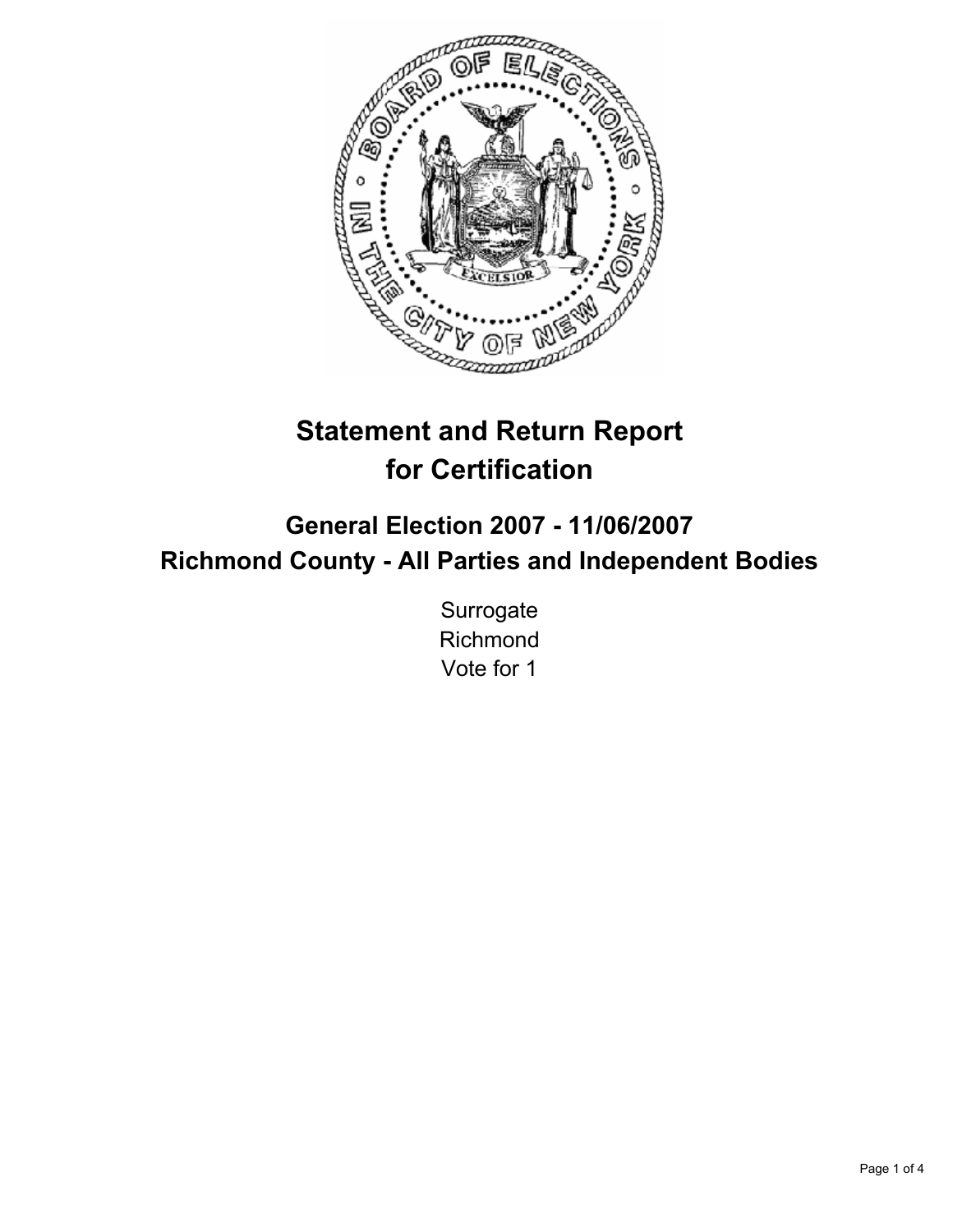# Statement and Return Report for Certification

## General Election 2007 - 11/06/2007
## Richmond County - All Parties and Independent Bodies

Surrogate
Richmond
Vote for 1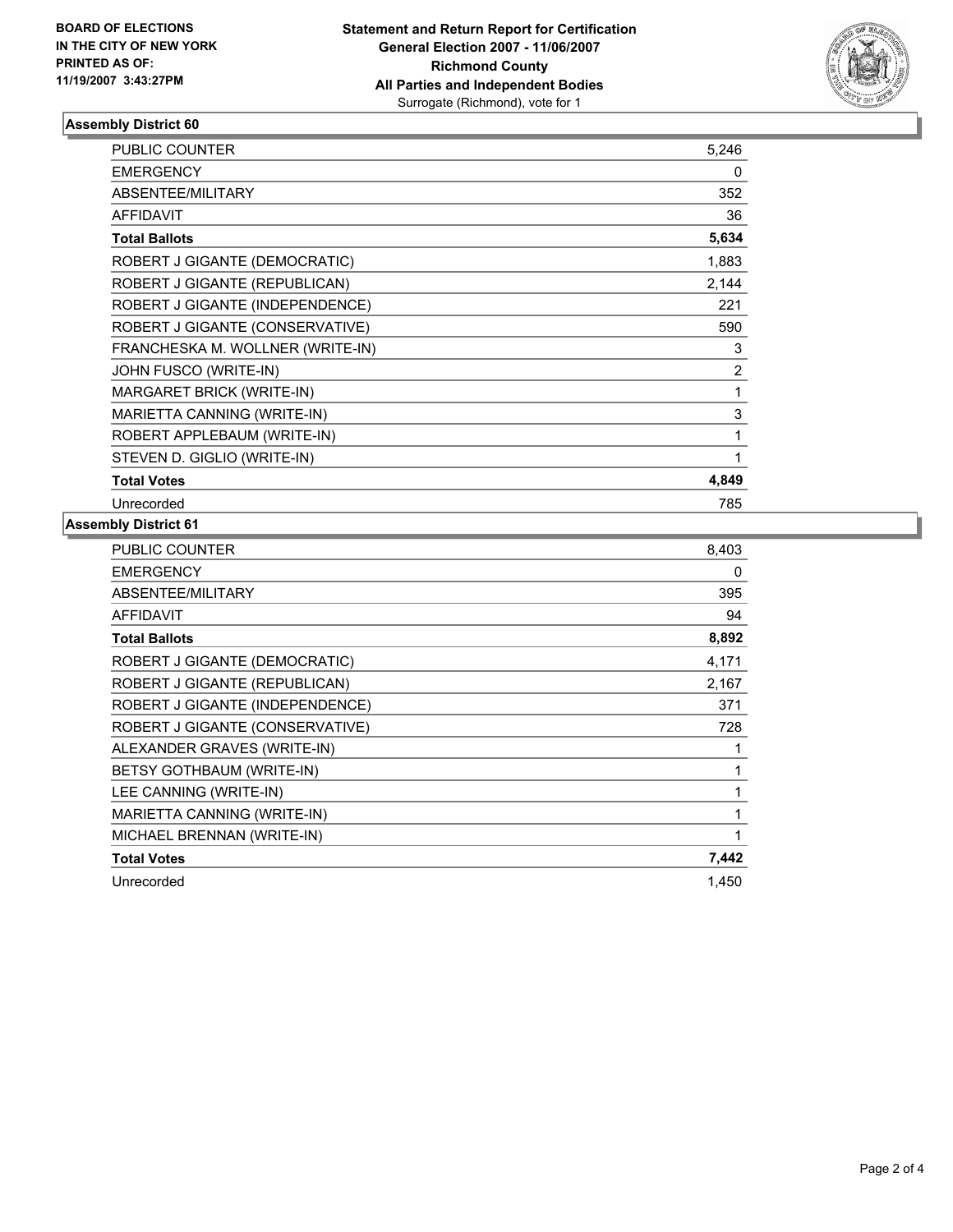**BOARD OF ELECTIONS IN THE CITY OF NEW YORK PRINTED AS OF: 11/19/2007 3:43:27PM**

**Statement and Return Report for Certification**
**General Election 2007 - 11/06/2007**
**Richmond County**
**All Parties and Independent Bodies**
Surrogate (Richmond), vote for 1

### Assembly District 60

| | |
|---|---|
| PUBLIC COUNTER | 5,246 |
| EMERGENCY | 0 |
| ABSENTEE/MILITARY | 352 |
| AFFIDAVIT | 36 |
| **Total Ballots** | **5,634** |
| ROBERT J GIGANTE (DEMOCRATIC) | 1,883 |
| ROBERT J GIGANTE (REPUBLICAN) | 2,144 |
| ROBERT J GIGANTE (INDEPENDENCE) | 221 |
| ROBERT J GIGANTE (CONSERVATIVE) | 590 |
| FRANCHESKA M. WOLLNER (WRITE-IN) | 3 |
| JOHN FUSCO (WRITE-IN) | 2 |
| MARGARET BRICK (WRITE-IN) | 1 |
| MARIETTA CANNING (WRITE-IN) | 3 |
| ROBERT APPLEBAUM (WRITE-IN) | 1 |
| STEVEN D. GIGLIO (WRITE-IN) | 1 |
| **Total Votes** | **4,849** |
| Unrecorded | 785 |

### Assembly District 61

| | |
|---|---|
| PUBLIC COUNTER | 8,403 |
| EMERGENCY | 0 |
| ABSENTEE/MILITARY | 395 |
| AFFIDAVIT | 94 |
| **Total Ballots** | **8,892** |
| ROBERT J GIGANTE (DEMOCRATIC) | 4,171 |
| ROBERT J GIGANTE (REPUBLICAN) | 2,167 |
| ROBERT J GIGANTE (INDEPENDENCE) | 371 |
| ROBERT J GIGANTE (CONSERVATIVE) | 728 |
| ALEXANDER GRAVES (WRITE-IN) | 1 |
| BETSY GOTHBAUM (WRITE-IN) | 1 |
| LEE CANNING (WRITE-IN) | 1 |
| MARIETTA CANNING (WRITE-IN) | 1 |
| MICHAEL BRENNAN (WRITE-IN) | 1 |
| **Total Votes** | **7,442** |
| Unrecorded | 1,450 |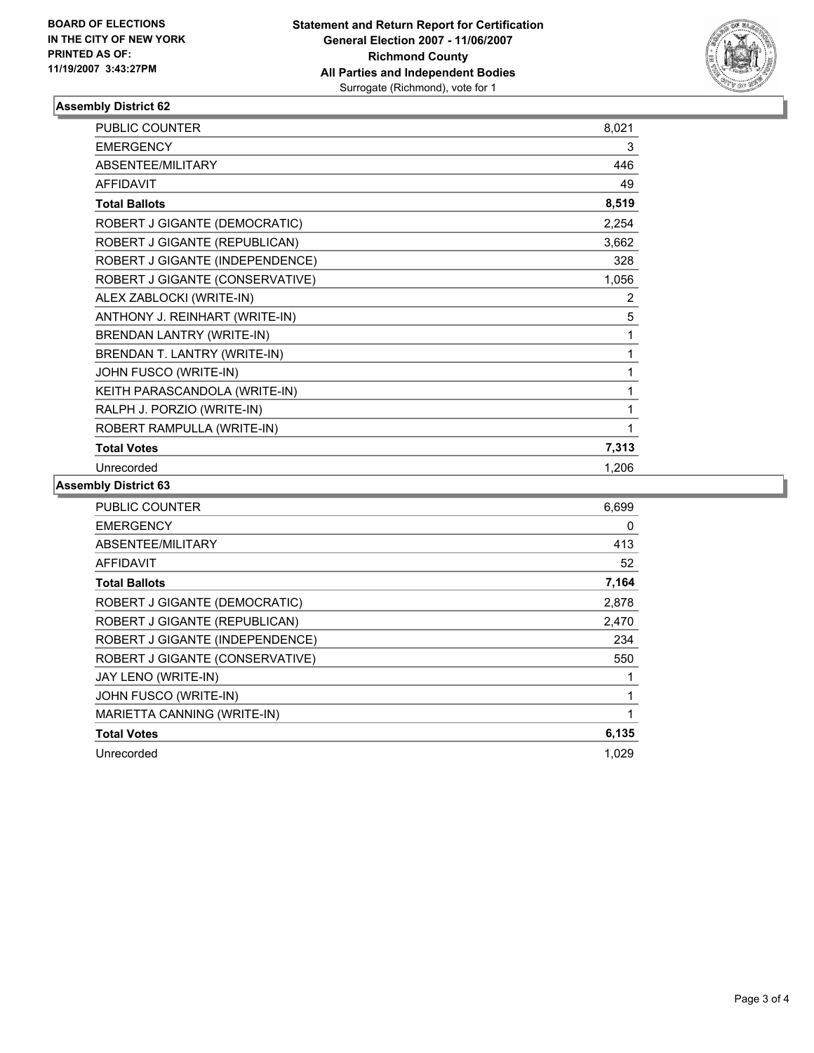**BOARD OF ELECTIONS IN THE CITY OF NEW YORK PRINTED AS OF: 11/19/2007 3:43:27PM**

**Statement and Return Report for Certification General Election 2007 - 11/06/2007 Richmond County All Parties and Independent Bodies**
Surrogate (Richmond), vote for 1

## Assembly District 62

| | |
|---|---|
| PUBLIC COUNTER | 8,021 |
| EMERGENCY | 3 |
| ABSENTEE/MILITARY | 446 |
| AFFIDAVIT | 49 |
| **Total Ballots** | **8,519** |
| ROBERT J GIGANTE (DEMOCRATIC) | 2,254 |
| ROBERT J GIGANTE (REPUBLICAN) | 3,662 |
| ROBERT J GIGANTE (INDEPENDENCE) | 328 |
| ROBERT J GIGANTE (CONSERVATIVE) | 1,056 |
| ALEX ZABLOCKI (WRITE-IN) | 2 |
| ANTHONY J. REINHART (WRITE-IN) | 5 |
| BRENDAN LANTRY (WRITE-IN) | 1 |
| BRENDAN T. LANTRY (WRITE-IN) | 1 |
| JOHN FUSCO (WRITE-IN) | 1 |
| KEITH PARASCANDOLA (WRITE-IN) | 1 |
| RALPH J. PORZIO (WRITE-IN) | 1 |
| ROBERT RAMPULLA (WRITE-IN) | 1 |
| **Total Votes** | **7,313** |
| Unrecorded | 1,206 |

## Assembly District 63

| | |
|---|---|
| PUBLIC COUNTER | 6,699 |
| EMERGENCY | 0 |
| ABSENTEE/MILITARY | 413 |
| AFFIDAVIT | 52 |
| **Total Ballots** | **7,164** |
| ROBERT J GIGANTE (DEMOCRATIC) | 2,878 |
| ROBERT J GIGANTE (REPUBLICAN) | 2,470 |
| ROBERT J GIGANTE (INDEPENDENCE) | 234 |
| ROBERT J GIGANTE (CONSERVATIVE) | 550 |
| JAY LENO (WRITE-IN) | 1 |
| JOHN FUSCO (WRITE-IN) | 1 |
| MARIETTA CANNING (WRITE-IN) | 1 |
| **Total Votes** | **6,135** |
| Unrecorded | 1,029 |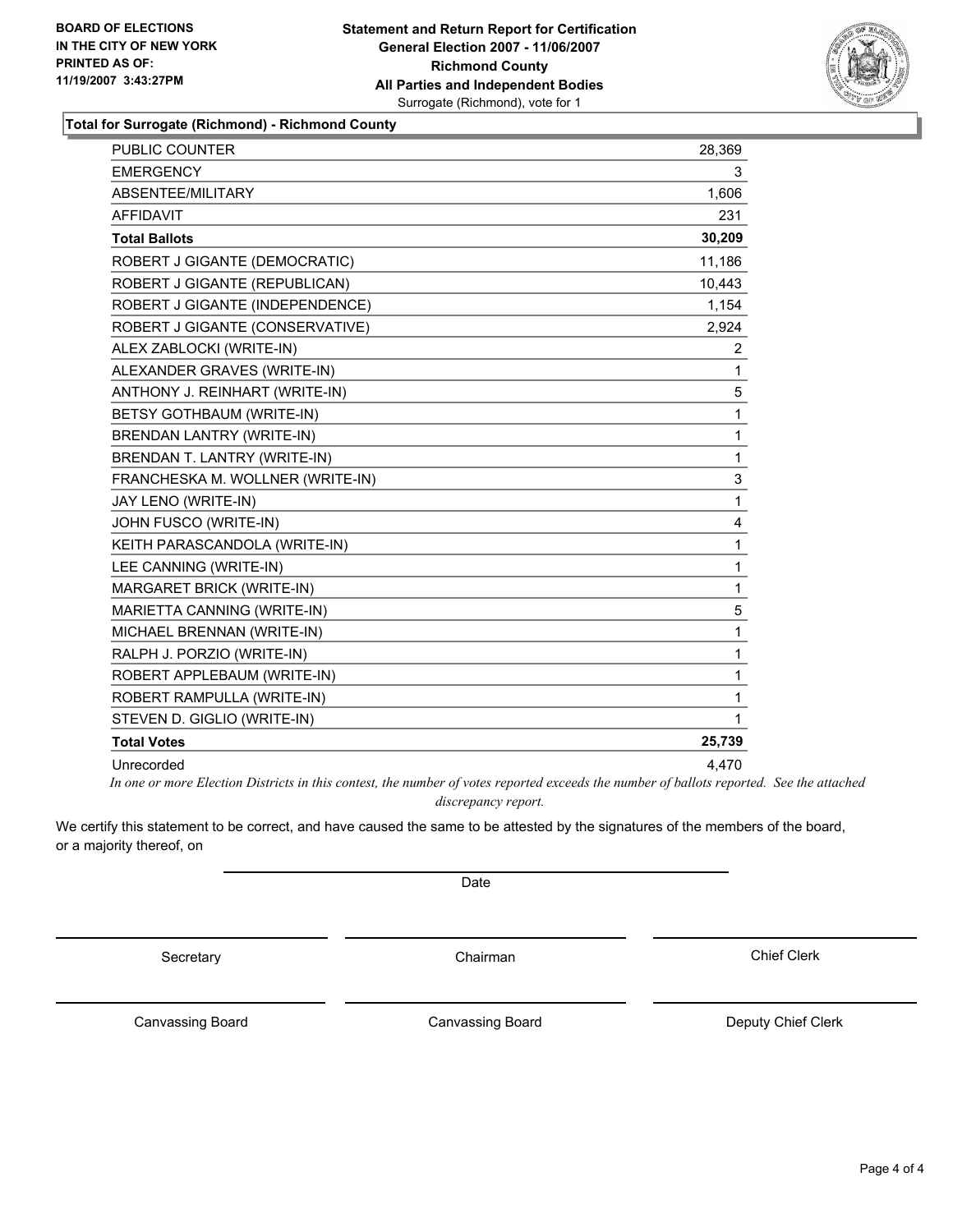**BOARD OF ELECTIONS IN THE CITY OF NEW YORK PRINTED AS OF: 11/19/2007 3:43:27PM**

**Statement and Return Report for Certification**
**General Election 2007 - 11/06/2007**
**Richmond County**
**All Parties and Independent Bodies**
Surrogate (Richmond), vote for 1

### Total for Surrogate (Richmond) - Richmond County

| | |
|---|---|
| PUBLIC COUNTER | 28,369 |
| EMERGENCY | 3 |
| ABSENTEE/MILITARY | 1,606 |
| AFFIDAVIT | 231 |
| **Total Ballots** | **30,209** |
| ROBERT J GIGANTE (DEMOCRATIC) | 11,186 |
| ROBERT J GIGANTE (REPUBLICAN) | 10,443 |
| ROBERT J GIGANTE (INDEPENDENCE) | 1,154 |
| ROBERT J GIGANTE (CONSERVATIVE) | 2,924 |
| ALEX ZABLOCKI (WRITE-IN) | 2 |
| ALEXANDER GRAVES (WRITE-IN) | 1 |
| ANTHONY J. REINHART (WRITE-IN) | 5 |
| BETSY GOTHBAUM (WRITE-IN) | 1 |
| BRENDAN LANTRY (WRITE-IN) | 1 |
| BRENDAN T. LANTRY (WRITE-IN) | 1 |
| FRANCHESKA M. WOLLNER (WRITE-IN) | 3 |
| JAY LENO (WRITE-IN) | 1 |
| JOHN FUSCO (WRITE-IN) | 4 |
| KEITH PARASCANDOLA (WRITE-IN) | 1 |
| LEE CANNING (WRITE-IN) | 1 |
| MARGARET BRICK (WRITE-IN) | 1 |
| MARIETTA CANNING (WRITE-IN) | 5 |
| MICHAEL BRENNAN (WRITE-IN) | 1 |
| RALPH J. PORZIO (WRITE-IN) | 1 |
| ROBERT APPLEBAUM (WRITE-IN) | 1 |
| ROBERT RAMPULLA (WRITE-IN) | 1 |
| STEVEN D. GIGLIO (WRITE-IN) | 1 |
| **Total Votes** | **25,739** |
| Unrecorded | 4,470 |

*In one or more Election Districts in this contest, the number of votes reported exceeds the number of ballots reported. See the attached discrepancy report.*

We certify this statement to be correct, and have caused the same to be attested by the signatures of the members of the board, or a majority thereof, on

Date

Secretary | Chairman | Chief Clerk

Canvassing Board | Canvassing Board | Deputy Chief Clerk